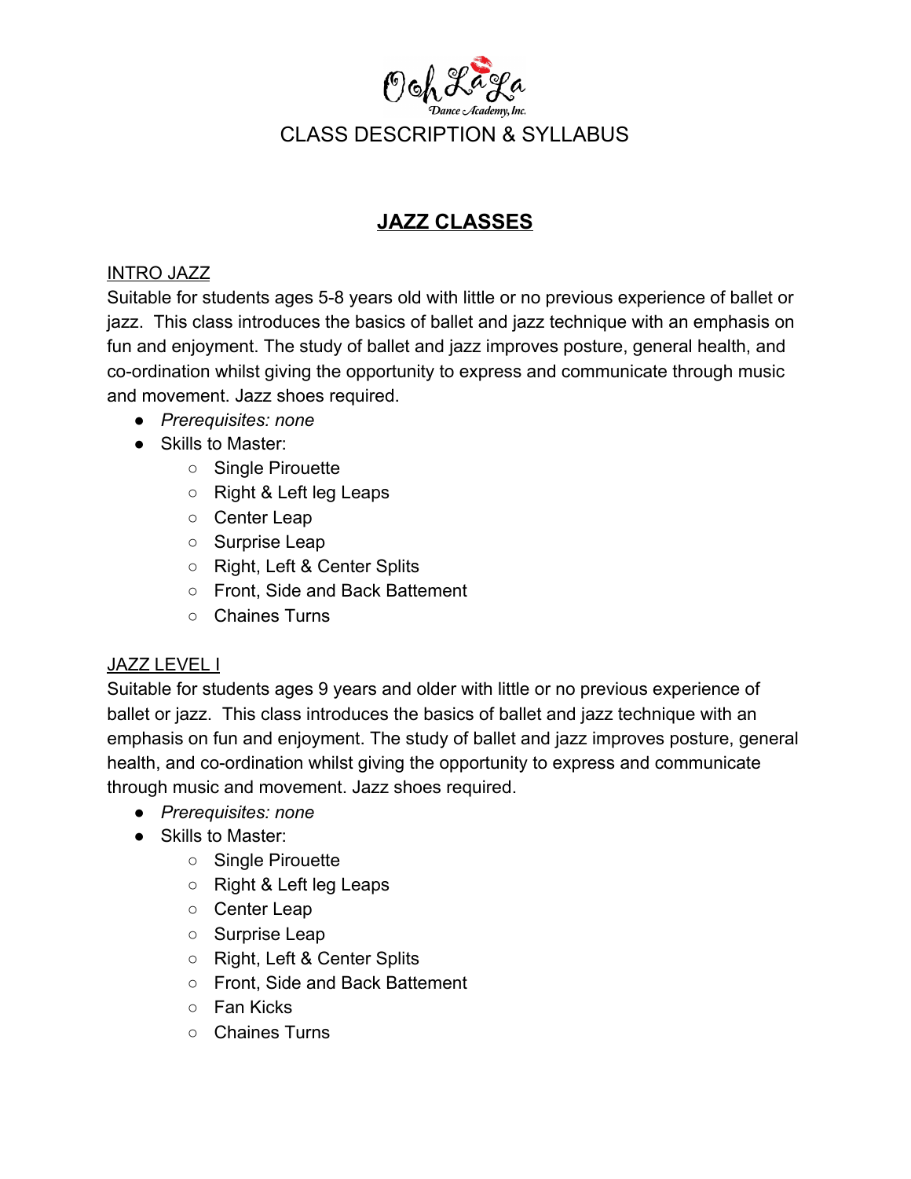Ooh La La Dance Academy, Inc.

CLASS DESCRIPTION & SYLLABUS

# JAZZ CLASSES

## INTRO JAZZ

Suitable for students ages 5-8 years old with little or no previous experience of ballet or jazz. This class introduces the basics of ballet and jazz technique with an emphasis on fun and enjoyment. The study of ballet and jazz improves posture, general health, and co-ordination whilst giving the opportunity to express and communicate through music and movement. Jazz shoes required.

- *Prerequisites: none*
- Skills to Master:
  - Single Pirouette
  - Right & Left leg Leaps
  - Center Leap
  - Surprise Leap
  - Right, Left & Center Splits
  - Front, Side and Back Battement
  - Chaines Turns

## JAZZ LEVEL I

Suitable for students ages 9 years and older with little or no previous experience of ballet or jazz. This class introduces the basics of ballet and jazz technique with an emphasis on fun and enjoyment. The study of ballet and jazz improves posture, general health, and co-ordination whilst giving the opportunity to express and communicate through music and movement. Jazz shoes required.

- *Prerequisites: none*
- Skills to Master:
  - Single Pirouette
  - Right & Left leg Leaps
  - Center Leap
  - Surprise Leap
  - Right, Left & Center Splits
  - Front, Side and Back Battement
  - Fan Kicks
  - Chaines Turns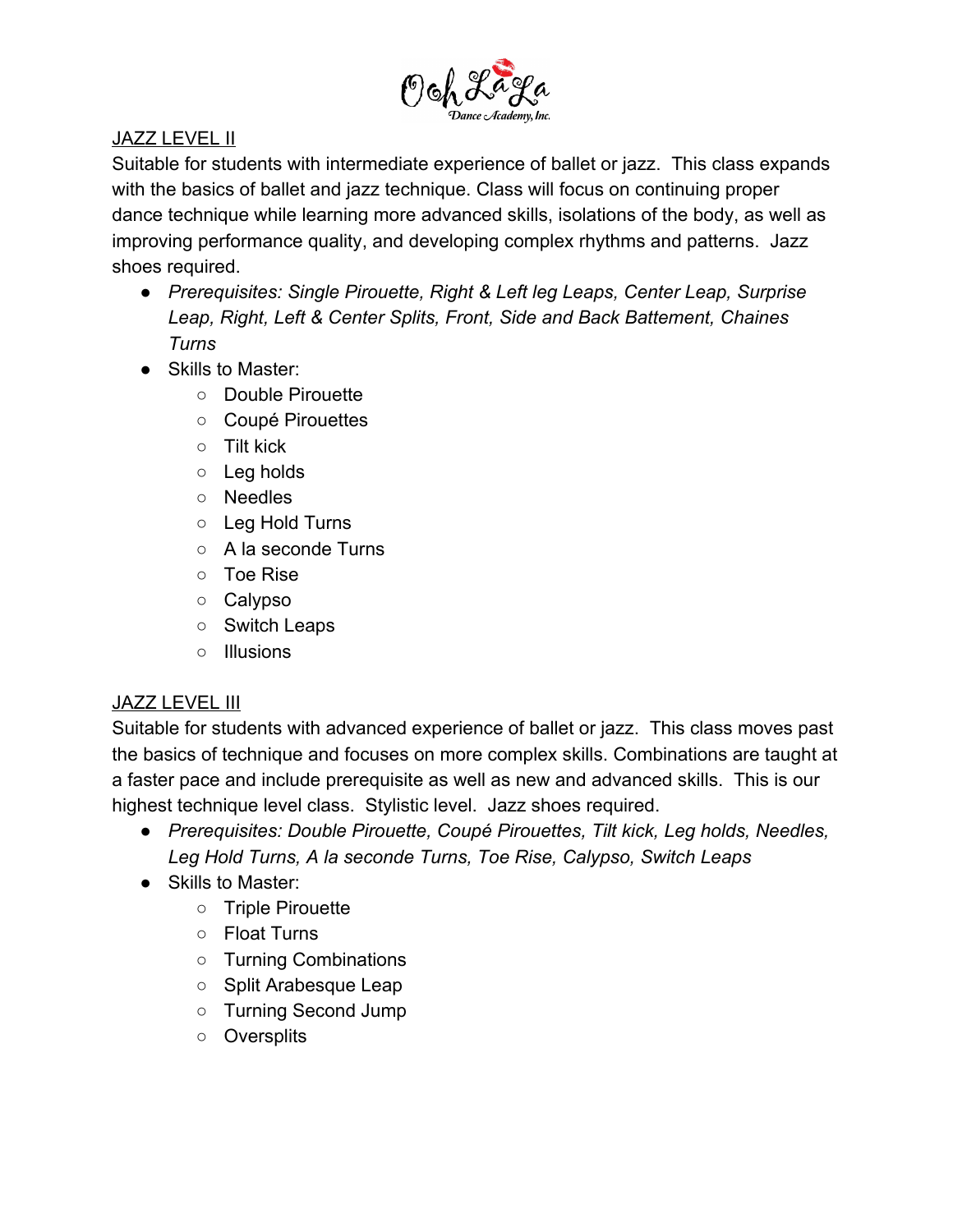## JAZZ LEVEL II

Suitable for students with intermediate experience of ballet or jazz. This class expands with the basics of ballet and jazz technique. Class will focus on continuing proper dance technique while learning more advanced skills, isolations of the body, as well as improving performance quality, and developing complex rhythms and patterns. Jazz shoes required.

- *Prerequisites: Single Pirouette, Right & Left leg Leaps, Center Leap, Surprise Leap, Right, Left & Center Splits, Front, Side and Back Battement, Chaines Turns*
- Skills to Master:
    - Double Pirouette
    - Coupé Pirouettes
    - Tilt kick
    - Leg holds
    - Needles
    - Leg Hold Turns
    - A la seconde Turns
    - Toe Rise
    - Calypso
    - Switch Leaps
    - Illusions

## JAZZ LEVEL III

Suitable for students with advanced experience of ballet or jazz. This class moves past the basics of technique and focuses on more complex skills. Combinations are taught at a faster pace and include prerequisite as well as new and advanced skills. This is our highest technique level class. Stylistic level. Jazz shoes required.

- *Prerequisites: Double Pirouette, Coupé Pirouettes, Tilt kick, Leg holds, Needles, Leg Hold Turns, A la seconde Turns, Toe Rise, Calypso, Switch Leaps*
- Skills to Master:
    - Triple Pirouette
    - Float Turns
    - Turning Combinations
    - Split Arabesque Leap
    - Turning Second Jump
    - Oversplits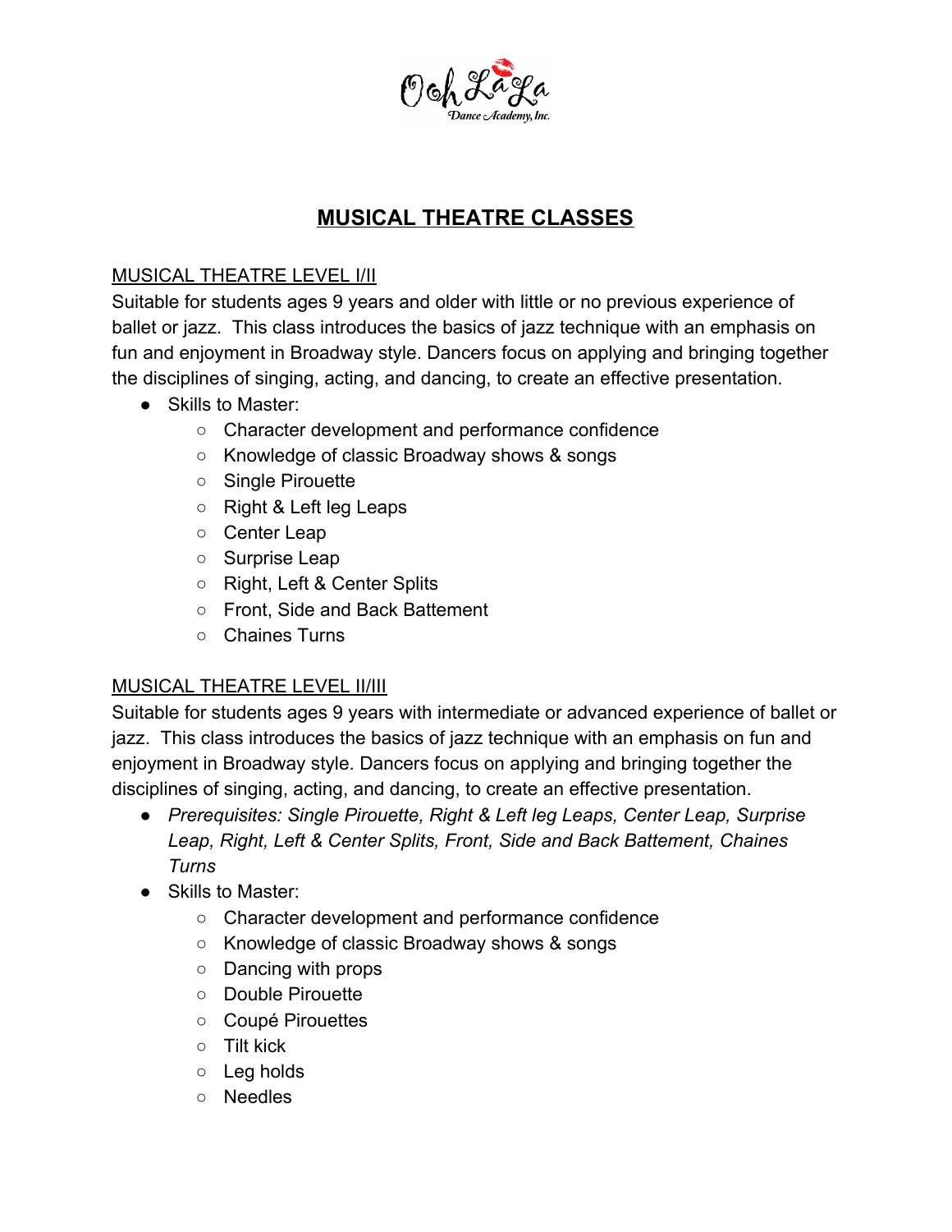# MUSICAL THEATRE CLASSES

## MUSICAL THEATRE LEVEL I/II

Suitable for students ages 9 years and older with little or no previous experience of ballet or jazz. This class introduces the basics of jazz technique with an emphasis on fun and enjoyment in Broadway style. Dancers focus on applying and bringing together the disciplines of singing, acting, and dancing, to create an effective presentation.

- Skills to Master:
  - Character development and performance confidence
  - Knowledge of classic Broadway shows & songs
  - Single Pirouette
  - Right & Left leg Leaps
  - Center Leap
  - Surprise Leap
  - Right, Left & Center Splits
  - Front, Side and Back Battement
  - Chaines Turns

## MUSICAL THEATRE LEVEL II/III

Suitable for students ages 9 years with intermediate or advanced experience of ballet or jazz. This class introduces the basics of jazz technique with an emphasis on fun and enjoyment in Broadway style. Dancers focus on applying and bringing together the disciplines of singing, acting, and dancing, to create an effective presentation.

- *Prerequisites: Single Pirouette, Right & Left leg Leaps, Center Leap, Surprise Leap, Right, Left & Center Splits, Front, Side and Back Battement, Chaines Turns*
- Skills to Master:
  - Character development and performance confidence
  - Knowledge of classic Broadway shows & songs
  - Dancing with props
  - Double Pirouette
  - Coupé Pirouettes
  - Tilt kick
  - Leg holds
  - Needles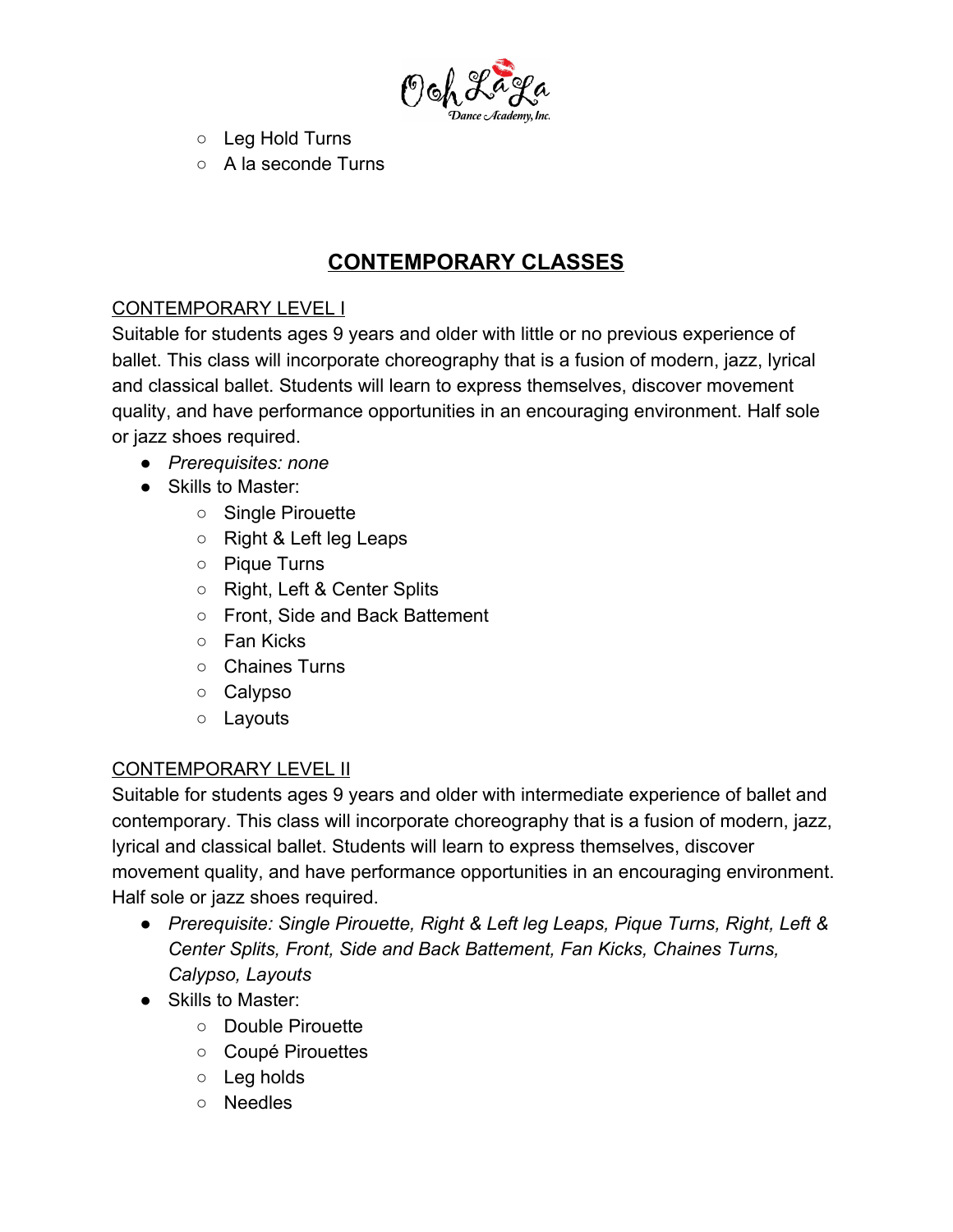- Leg Hold Turns
- A la seconde Turns

## CONTEMPORARY CLASSES

### CONTEMPORARY LEVEL I

Suitable for students ages 9 years and older with little or no previous experience of ballet. This class will incorporate choreography that is a fusion of modern, jazz, lyrical and classical ballet. Students will learn to express themselves, discover movement quality, and have performance opportunities in an encouraging environment. Half sole or jazz shoes required.

- *Prerequisites: none*
- Skills to Master:
  - Single Pirouette
  - Right & Left leg Leaps
  - Pique Turns
  - Right, Left & Center Splits
  - Front, Side and Back Battement
  - Fan Kicks
  - Chaines Turns
  - Calypso
  - Layouts

### CONTEMPORARY LEVEL II

Suitable for students ages 9 years and older with intermediate experience of ballet and contemporary. This class will incorporate choreography that is a fusion of modern, jazz, lyrical and classical ballet. Students will learn to express themselves, discover movement quality, and have performance opportunities in an encouraging environment. Half sole or jazz shoes required.

- *Prerequisite: Single Pirouette, Right & Left leg Leaps, Pique Turns, Right, Left & Center Splits, Front, Side and Back Battement, Fan Kicks, Chaines Turns, Calypso, Layouts*
- Skills to Master:
  - Double Pirouette
  - Coupé Pirouettes
  - Leg holds
  - Needles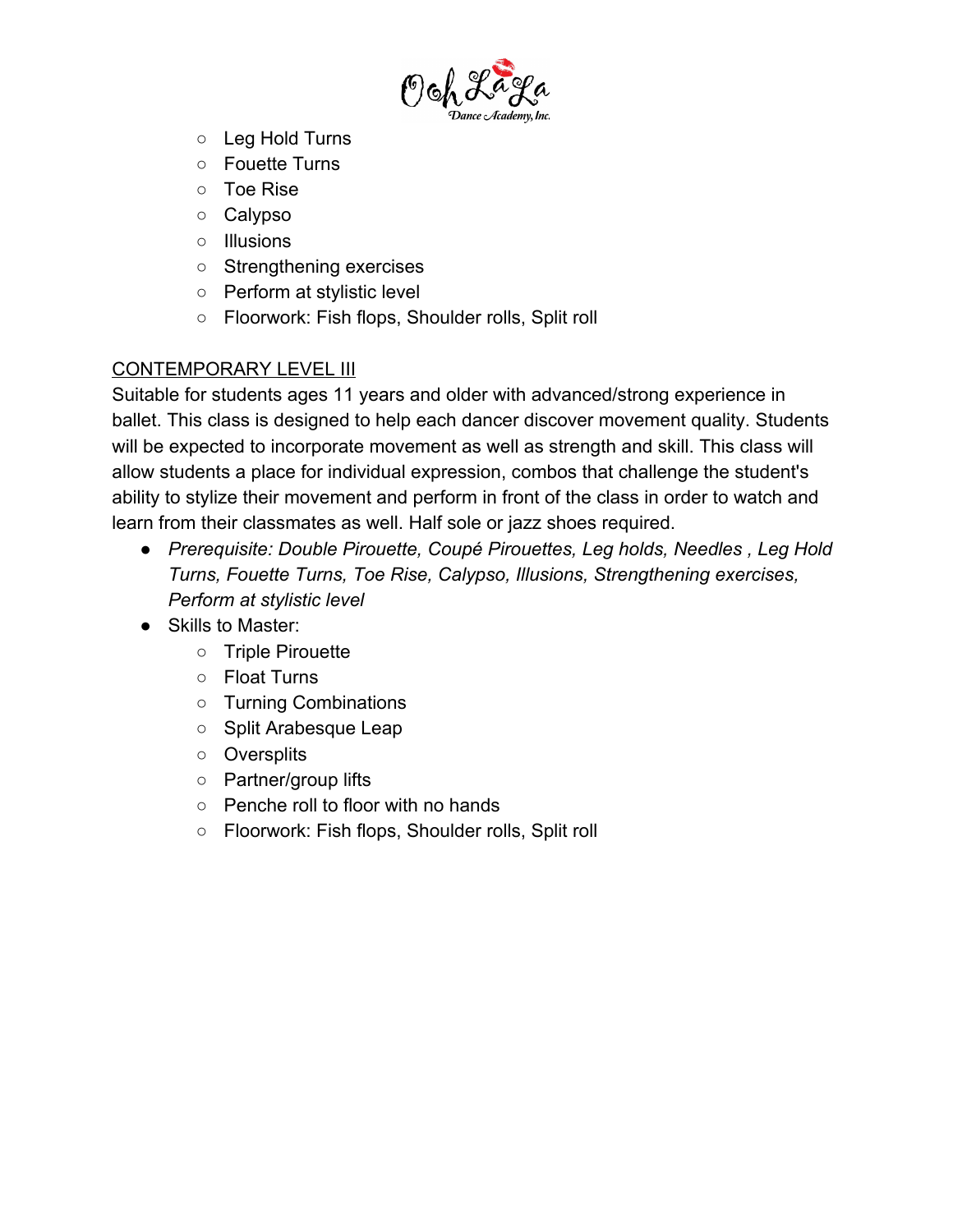- Leg Hold Turns
- Fouette Turns
- Toe Rise
- Calypso
- Illusions
- Strengthening exercises
- Perform at stylistic level
- Floorwork: Fish flops, Shoulder rolls, Split roll

## CONTEMPORARY LEVEL III

Suitable for students ages 11 years and older with advanced/strong experience in ballet. This class is designed to help each dancer discover movement quality. Students will be expected to incorporate movement as well as strength and skill. This class will allow students a place for individual expression, combos that challenge the student's ability to stylize their movement and perform in front of the class in order to watch and learn from their classmates as well. Half sole or jazz shoes required.

- *Prerequisite: Double Pirouette, Coupé Pirouettes, Leg holds, Needles , Leg Hold Turns, Fouette Turns, Toe Rise, Calypso, Illusions, Strengthening exercises, Perform at stylistic level*
- Skills to Master:
  - Triple Pirouette
  - Float Turns
  - Turning Combinations
  - Split Arabesque Leap
  - Oversplits
  - Partner/group lifts
  - Penche roll to floor with no hands
  - Floorwork: Fish flops, Shoulder rolls, Split roll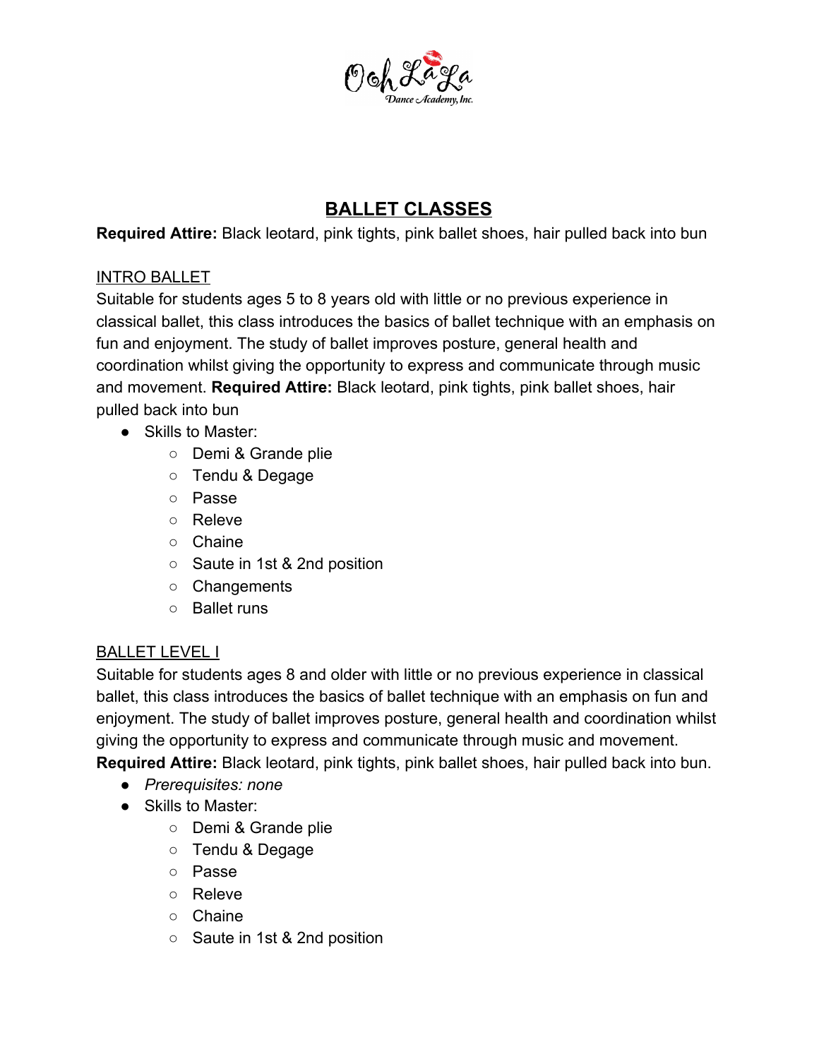# BALLET CLASSES

**Required Attire:** Black leotard, pink tights, pink ballet shoes, hair pulled back into bun

## INTRO BALLET

Suitable for students ages 5 to 8 years old with little or no previous experience in classical ballet, this class introduces the basics of ballet technique with an emphasis on fun and enjoyment. The study of ballet improves posture, general health and coordination whilst giving the opportunity to express and communicate through music and movement. **Required Attire:** Black leotard, pink tights, pink ballet shoes, hair pulled back into bun

- Skills to Master:
    - Demi & Grande plie
    - Tendu & Degage
    - Passe
    - Releve
    - Chaine
    - Saute in 1st & 2nd position
    - Changements
    - Ballet runs

## BALLET LEVEL I

Suitable for students ages 8 and older with little or no previous experience in classical ballet, this class introduces the basics of ballet technique with an emphasis on fun and enjoyment. The study of ballet improves posture, general health and coordination whilst giving the opportunity to express and communicate through music and movement. **Required Attire:** Black leotard, pink tights, pink ballet shoes, hair pulled back into bun.

- *Prerequisites: none*
- Skills to Master:
    - Demi & Grande plie
    - Tendu & Degage
    - Passe
    - Releve
    - Chaine
    - Saute in 1st & 2nd position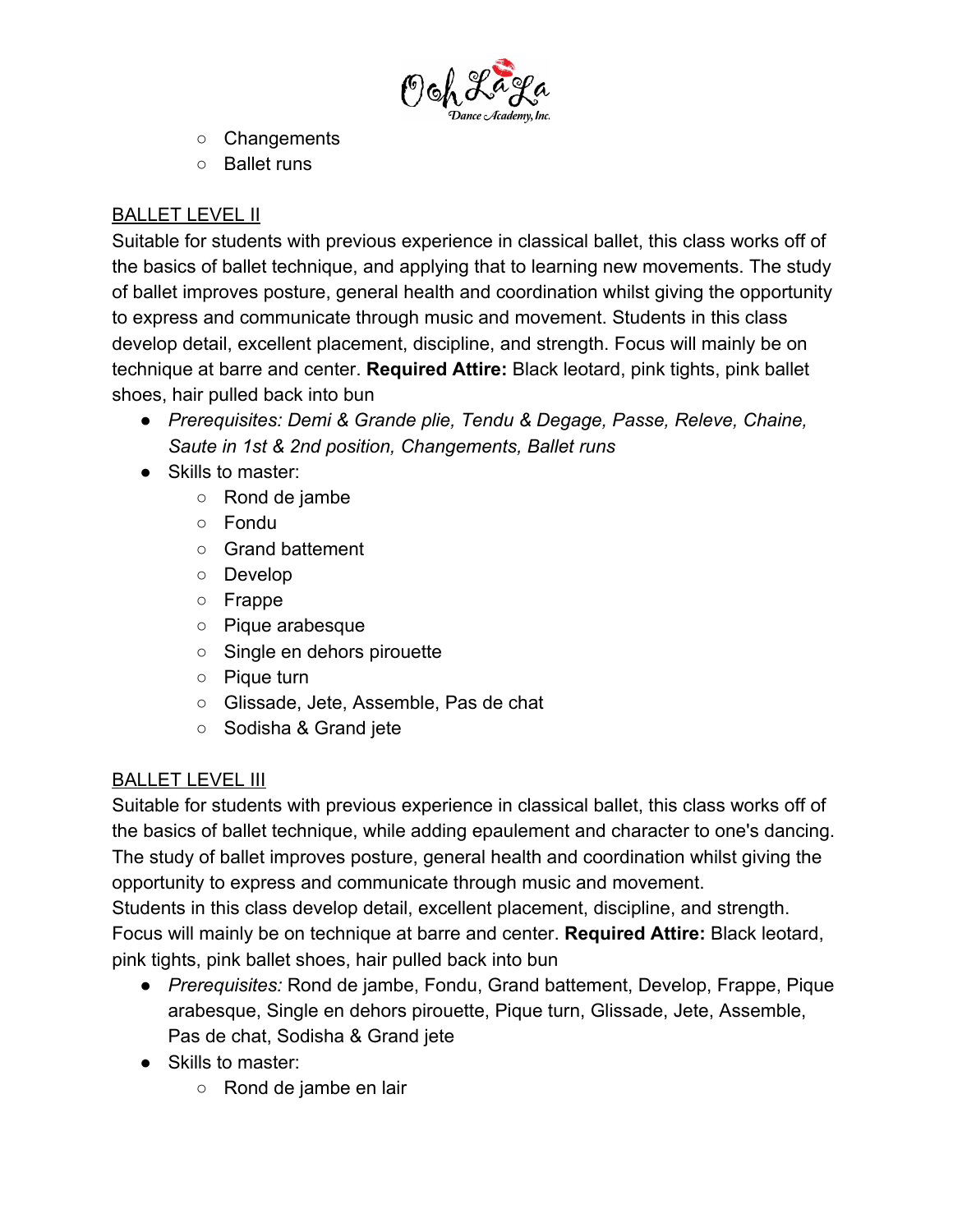- Changements
- Ballet runs

## BALLET LEVEL II

Suitable for students with previous experience in classical ballet, this class works off of the basics of ballet technique, and applying that to learning new movements. The study of ballet improves posture, general health and coordination whilst giving the opportunity to express and communicate through music and movement. Students in this class develop detail, excellent placement, discipline, and strength. Focus will mainly be on technique at barre and center. **Required Attire:** Black leotard, pink tights, pink ballet shoes, hair pulled back into bun

- *Prerequisites: Demi & Grande plie, Tendu & Degage, Passe, Releve, Chaine, Saute in 1st & 2nd position, Changements, Ballet runs*
- Skills to master:
  - Rond de jambe
  - Fondu
  - Grand battement
  - Develop
  - Frappe
  - Pique arabesque
  - Single en dehors pirouette
  - Pique turn
  - Glissade, Jete, Assemble, Pas de chat
  - Sodisha & Grand jete

## BALLET LEVEL III

Suitable for students with previous experience in classical ballet, this class works off of the basics of ballet technique, while adding epaulement and character to one's dancing. The study of ballet improves posture, general health and coordination whilst giving the opportunity to express and communicate through music and movement.
Students in this class develop detail, excellent placement, discipline, and strength. Focus will mainly be on technique at barre and center. **Required Attire:** Black leotard, pink tights, pink ballet shoes, hair pulled back into bun

- *Prerequisites:* Rond de jambe, Fondu, Grand battement, Develop, Frappe, Pique arabesque, Single en dehors pirouette, Pique turn, Glissade, Jete, Assemble, Pas de chat, Sodisha & Grand jete
- Skills to master:
  - Rond de jambe en lair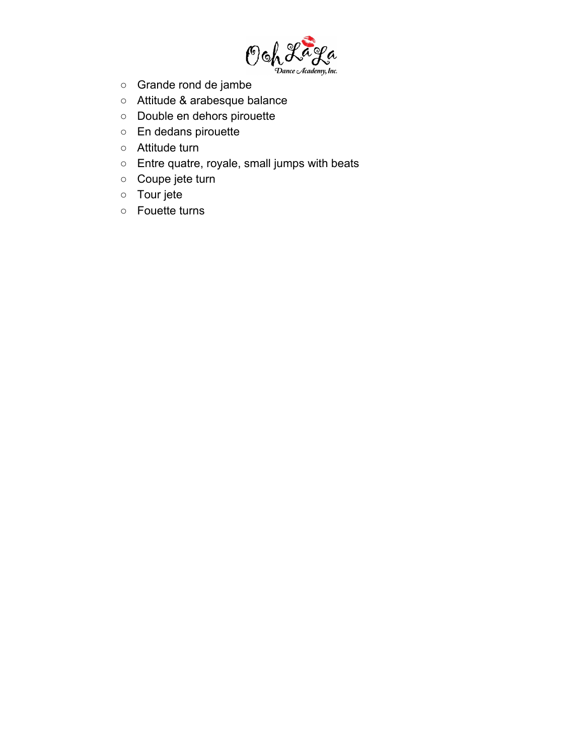- Grande rond de jambe
- Attitude & arabesque balance
- Double en dehors pirouette
- En dedans pirouette
- Attitude turn
- Entre quatre, royale, small jumps with beats
- Coupe jete turn
- Tour jete
- Fouette turns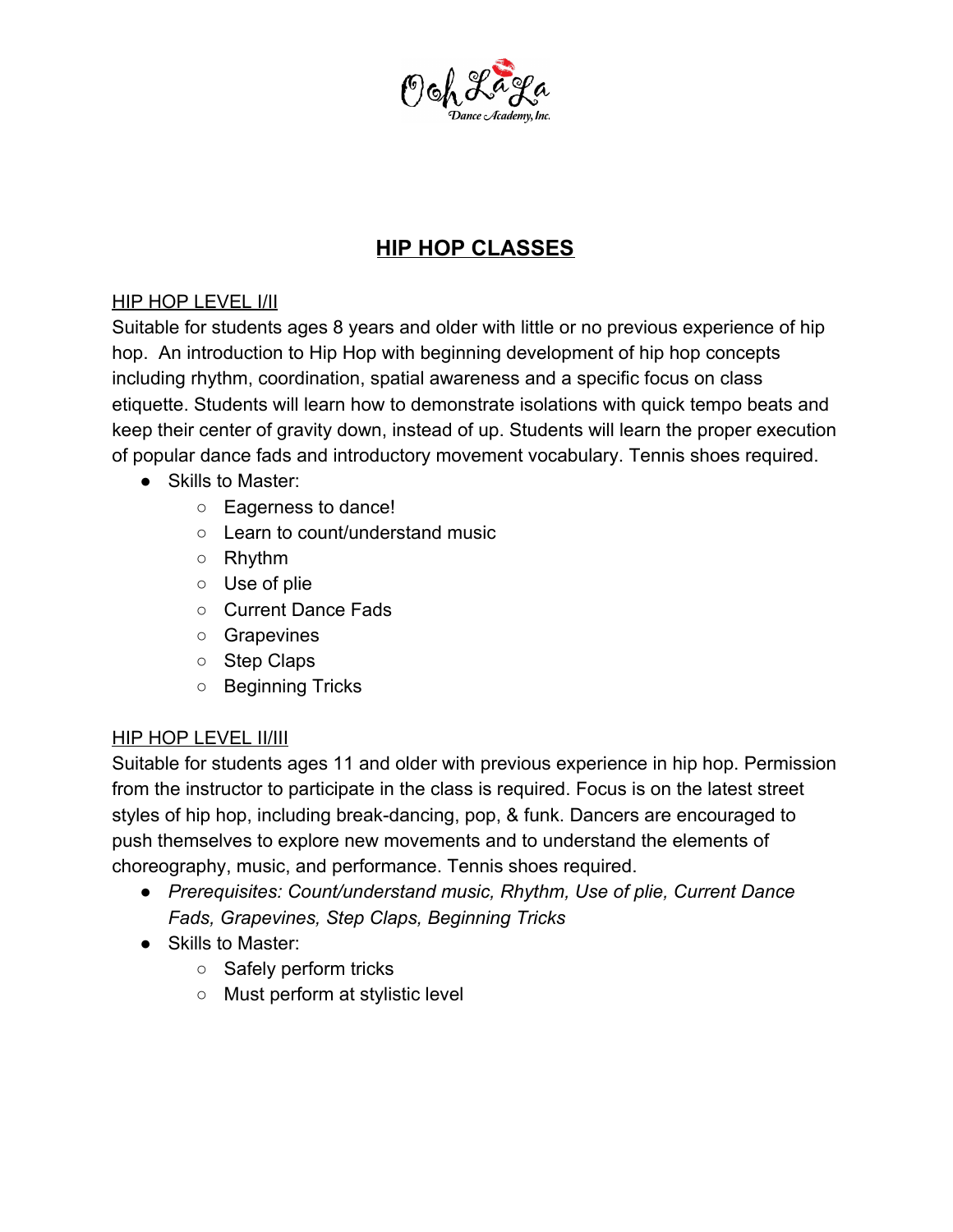# HIP HOP CLASSES

## HIP HOP LEVEL I/II

Suitable for students ages 8 years and older with little or no previous experience of hip hop. An introduction to Hip Hop with beginning development of hip hop concepts including rhythm, coordination, spatial awareness and a specific focus on class etiquette. Students will learn how to demonstrate isolations with quick tempo beats and keep their center of gravity down, instead of up. Students will learn the proper execution of popular dance fads and introductory movement vocabulary. Tennis shoes required.

- Skills to Master:
  - Eagerness to dance!
  - Learn to count/understand music
  - Rhythm
  - Use of plie
  - Current Dance Fads
  - Grapevines
  - Step Claps
  - Beginning Tricks

## HIP HOP LEVEL II/III

Suitable for students ages 11 and older with previous experience in hip hop. Permission from the instructor to participate in the class is required. Focus is on the latest street styles of hip hop, including break-dancing, pop, & funk. Dancers are encouraged to push themselves to explore new movements and to understand the elements of choreography, music, and performance. Tennis shoes required.

- *Prerequisites: Count/understand music, Rhythm, Use of plie, Current Dance Fads, Grapevines, Step Claps, Beginning Tricks*
- Skills to Master:
  - Safely perform tricks
  - Must perform at stylistic level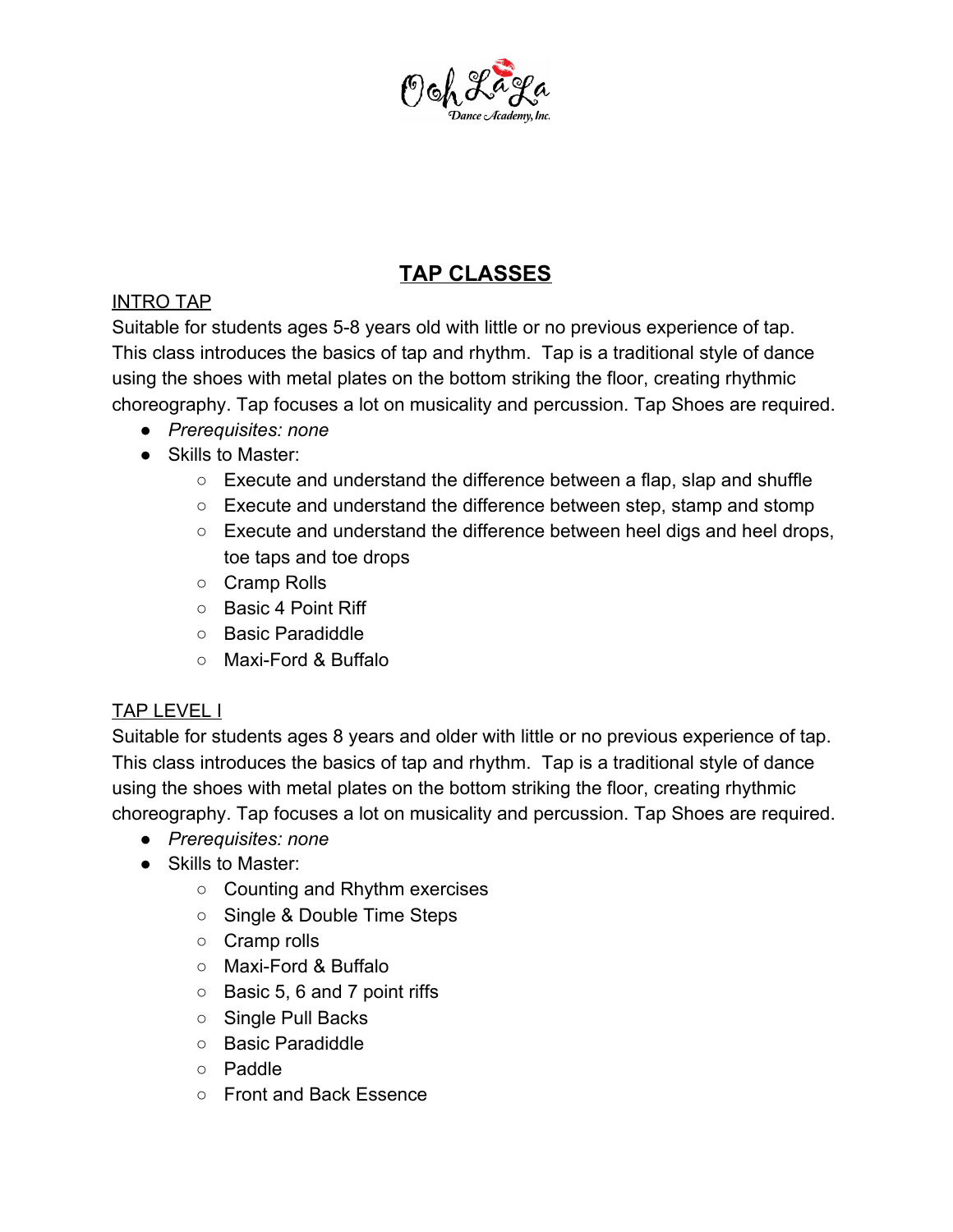# TAP CLASSES

## INTRO TAP

Suitable for students ages 5-8 years old with little or no previous experience of tap. This class introduces the basics of tap and rhythm. Tap is a traditional style of dance using the shoes with metal plates on the bottom striking the floor, creating rhythmic choreography. Tap focuses a lot on musicality and percussion. Tap Shoes are required.

- *Prerequisites: none*
- Skills to Master:
  - Execute and understand the difference between a flap, slap and shuffle
  - Execute and understand the difference between step, stamp and stomp
  - Execute and understand the difference between heel digs and heel drops, toe taps and toe drops
  - Cramp Rolls
  - Basic 4 Point Riff
  - Basic Paradiddle
  - Maxi-Ford & Buffalo

## TAP LEVEL I

Suitable for students ages 8 years and older with little or no previous experience of tap. This class introduces the basics of tap and rhythm. Tap is a traditional style of dance using the shoes with metal plates on the bottom striking the floor, creating rhythmic choreography. Tap focuses a lot on musicality and percussion. Tap Shoes are required.

- *Prerequisites: none*
- Skills to Master:
  - Counting and Rhythm exercises
  - Single & Double Time Steps
  - Cramp rolls
  - Maxi-Ford & Buffalo
  - Basic 5, 6 and 7 point riffs
  - Single Pull Backs
  - Basic Paradiddle
  - Paddle
  - Front and Back Essence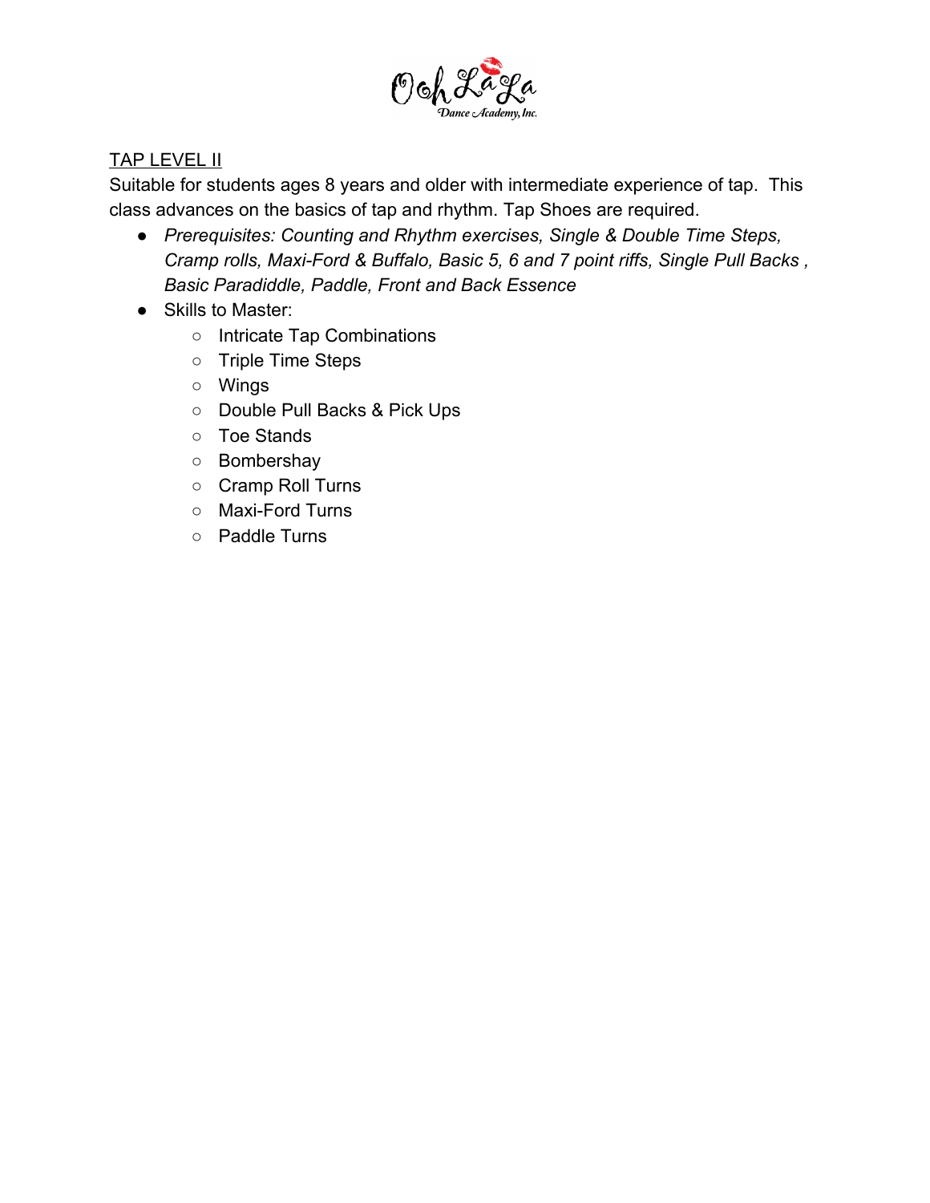## TAP LEVEL II

Suitable for students ages 8 years and older with intermediate experience of tap. This class advances on the basics of tap and rhythm. Tap Shoes are required.

- *Prerequisites: Counting and Rhythm exercises, Single & Double Time Steps, Cramp rolls, Maxi-Ford & Buffalo, Basic 5, 6 and 7 point riffs, Single Pull Backs , Basic Paradiddle, Paddle, Front and Back Essence*
- Skills to Master:
  - Intricate Tap Combinations
  - Triple Time Steps
  - Wings
  - Double Pull Backs & Pick Ups
  - Toe Stands
  - Bombershay
  - Cramp Roll Turns
  - Maxi-Ford Turns
  - Paddle Turns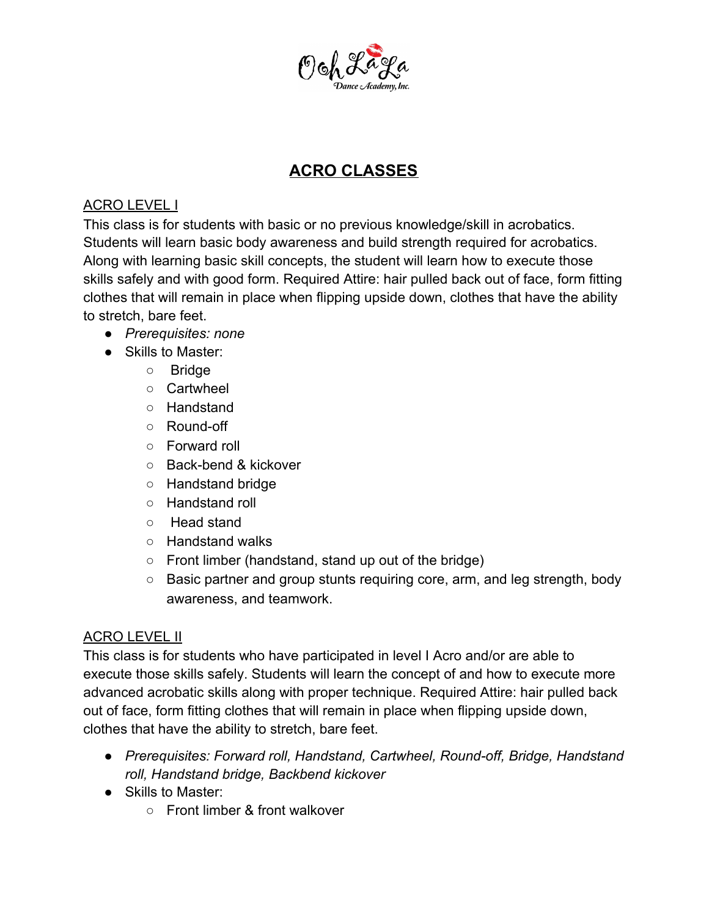# ACRO CLASSES

## ACRO LEVEL I

This class is for students with basic or no previous knowledge/skill in acrobatics. Students will learn basic body awareness and build strength required for acrobatics. Along with learning basic skill concepts, the student will learn how to execute those skills safely and with good form. Required Attire: hair pulled back out of face, form fitting clothes that will remain in place when flipping upside down, clothes that have the ability to stretch, bare feet.

- *Prerequisites: none*
- Skills to Master:
  - Bridge
  - Cartwheel
  - Handstand
  - Round-off
  - Forward roll
  - Back-bend & kickover
  - Handstand bridge
  - Handstand roll
  - Head stand
  - Handstand walks
  - Front limber (handstand, stand up out of the bridge)
  - Basic partner and group stunts requiring core, arm, and leg strength, body awareness, and teamwork.

## ACRO LEVEL II

This class is for students who have participated in level I Acro and/or are able to execute those skills safely. Students will learn the concept of and how to execute more advanced acrobatic skills along with proper technique. Required Attire: hair pulled back out of face, form fitting clothes that will remain in place when flipping upside down, clothes that have the ability to stretch, bare feet.

- *Prerequisites: Forward roll, Handstand, Cartwheel, Round-off, Bridge, Handstand roll, Handstand bridge, Backbend kickover*
- Skills to Master:
  - Front limber & front walkover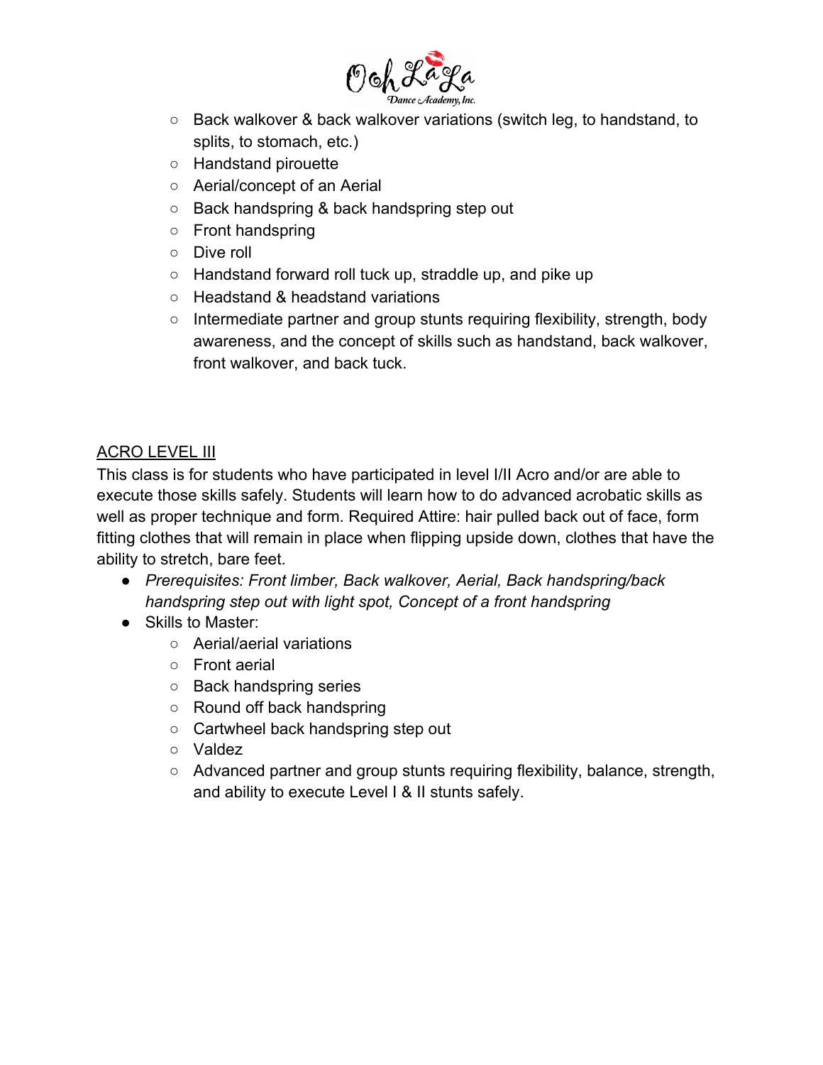- Back walkover & back walkover variations (switch leg, to handstand, to splits, to stomach, etc.)
- Handstand pirouette
- Aerial/concept of an Aerial
- Back handspring & back handspring step out
- Front handspring
- Dive roll
- Handstand forward roll tuck up, straddle up, and pike up
- Headstand & headstand variations
- Intermediate partner and group stunts requiring flexibility, strength, body awareness, and the concept of skills such as handstand, back walkover, front walkover, and back tuck.

<u>ACRO LEVEL III</u>

This class is for students who have participated in level I/II Acro and/or are able to execute those skills safely. Students will learn how to do advanced acrobatic skills as well as proper technique and form. Required Attire: hair pulled back out of face, form fitting clothes that will remain in place when flipping upside down, clothes that have the ability to stretch, bare feet.

- *Prerequisites: Front limber, Back walkover, Aerial, Back handspring/back handspring step out with light spot, Concept of a front handspring*
- Skills to Master:
  - Aerial/aerial variations
  - Front aerial
  - Back handspring series
  - Round off back handspring
  - Cartwheel back handspring step out
  - Valdez
  - Advanced partner and group stunts requiring flexibility, balance, strength, and ability to execute Level I & II stunts safely.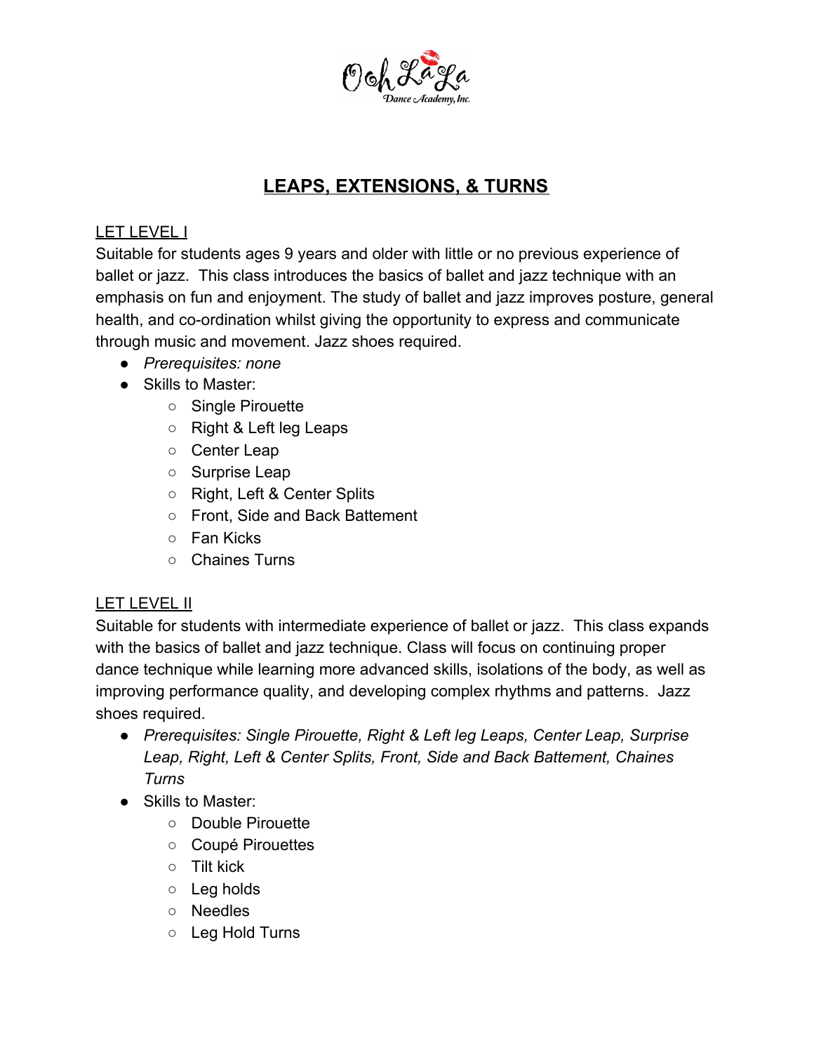## LEAPS, EXTENSIONS, & TURNS

### LET LEVEL I

Suitable for students ages 9 years and older with little or no previous experience of ballet or jazz. This class introduces the basics of ballet and jazz technique with an emphasis on fun and enjoyment. The study of ballet and jazz improves posture, general health, and co-ordination whilst giving the opportunity to express and communicate through music and movement. Jazz shoes required.

- *Prerequisites: none*
- Skills to Master:
  - Single Pirouette
  - Right & Left leg Leaps
  - Center Leap
  - Surprise Leap
  - Right, Left & Center Splits
  - Front, Side and Back Battement
  - Fan Kicks
  - Chaines Turns

### LET LEVEL II

Suitable for students with intermediate experience of ballet or jazz. This class expands with the basics of ballet and jazz technique. Class will focus on continuing proper dance technique while learning more advanced skills, isolations of the body, as well as improving performance quality, and developing complex rhythms and patterns. Jazz shoes required.

- *Prerequisites: Single Pirouette, Right & Left leg Leaps, Center Leap, Surprise Leap, Right, Left & Center Splits, Front, Side and Back Battement, Chaines Turns*
- Skills to Master:
  - Double Pirouette
  - Coupé Pirouettes
  - Tilt kick
  - Leg holds
  - Needles
  - Leg Hold Turns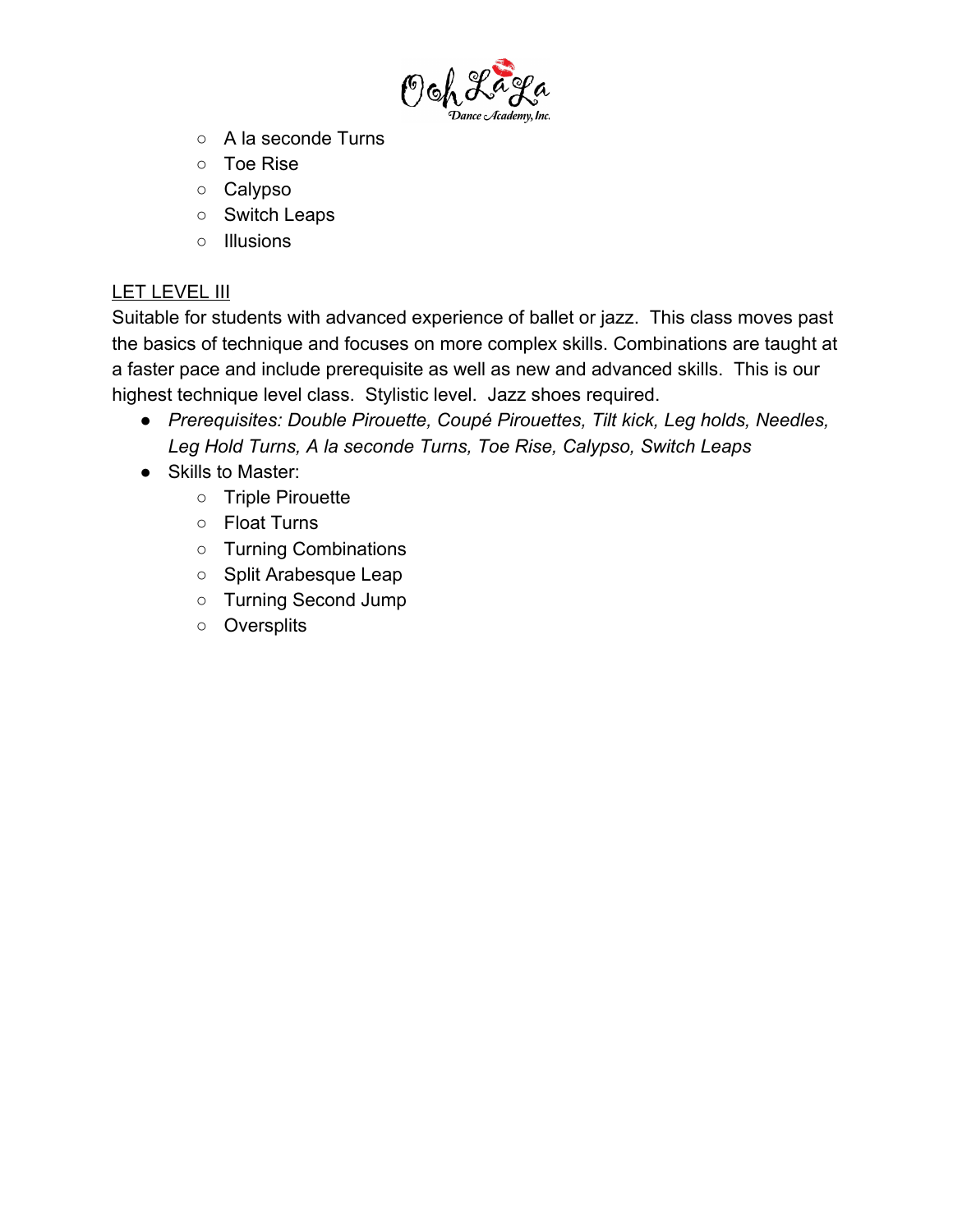- A la seconde Turns
- Toe Rise
- Calypso
- Switch Leaps
- Illusions

<u>LET LEVEL III</u>

Suitable for students with advanced experience of ballet or jazz. This class moves past the basics of technique and focuses on more complex skills. Combinations are taught at a faster pace and include prerequisite as well as new and advanced skills. This is our highest technique level class. Stylistic level. Jazz shoes required.

- *Prerequisites: Double Pirouette, Coupé Pirouettes, Tilt kick, Leg holds, Needles, Leg Hold Turns, A la seconde Turns, Toe Rise, Calypso, Switch Leaps*
- Skills to Master:
  - Triple Pirouette
  - Float Turns
  - Turning Combinations
  - Split Arabesque Leap
  - Turning Second Jump
  - Oversplits